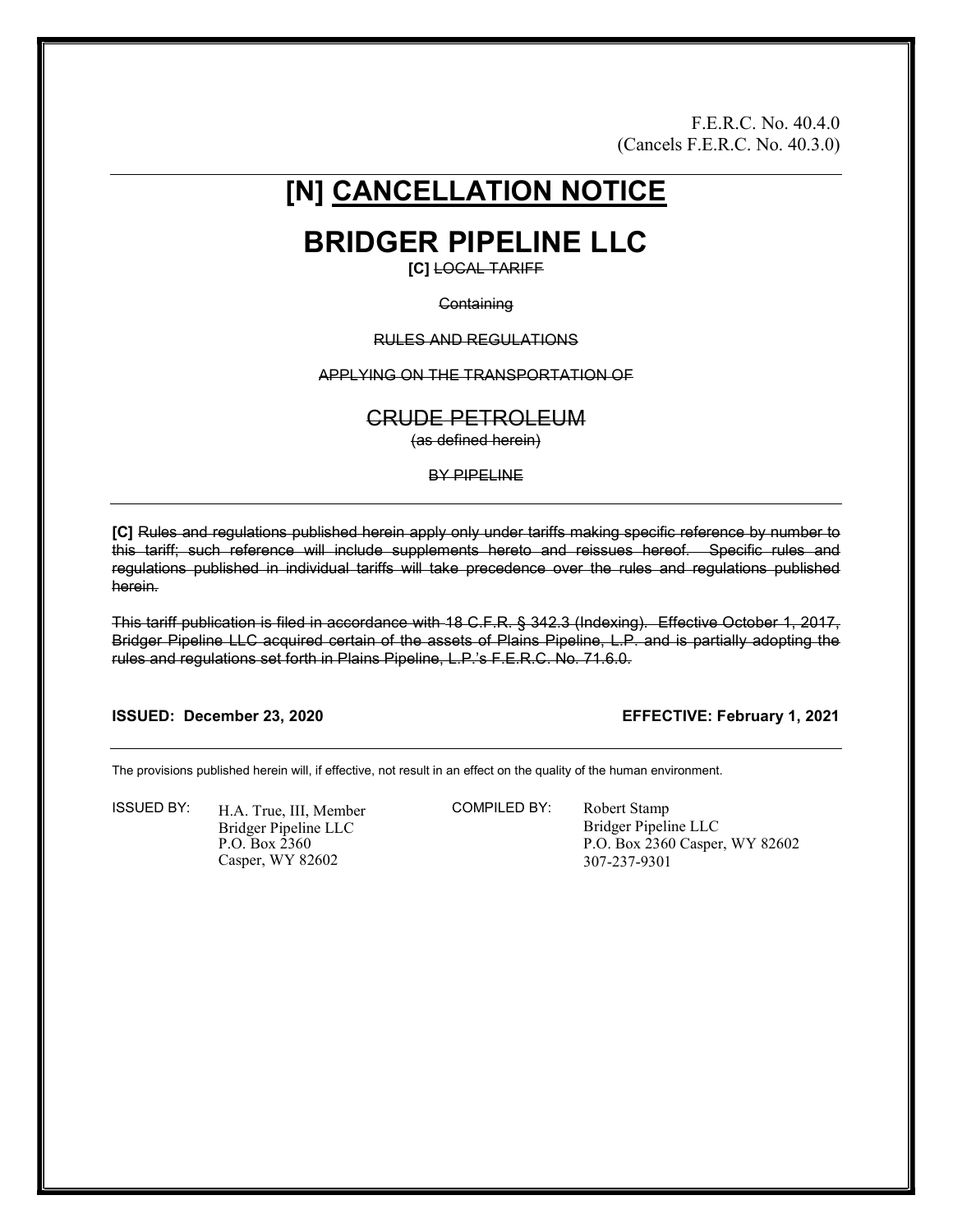F.E.R.C. No. 40.4.0
(Cancels F.E.R.C. No. 40.3.0)

# [N] CANCELLATION NOTICE

# BRIDGER PIPELINE LLC

**[C]** ~~LOCAL TARIFF~~

~~Containing~~

~~RULES AND REGULATIONS~~

~~APPLYING ON THE TRANSPORTATION OF~~

~~CRUDE PETROLEUM~~

~~(as defined herein)~~

~~BY PIPELINE~~

**[C]** ~~Rules and regulations published herein apply only under tariffs making specific reference by number to this tariff; such reference will include supplements hereto and reissues hereof. Specific rules and regulations published in individual tariffs will take precedence over the rules and regulations published herein.~~

~~This tariff publication is filed in accordance with 18 C.F.R. § 342.3 (Indexing). Effective October 1, 2017, Bridger Pipeline LLC acquired certain of the assets of Plains Pipeline, L.P. and is partially adopting the rules and regulations set forth in Plains Pipeline, L.P.'s F.E.R.C. No. 71.6.0.~~

**ISSUED: December 23, 2020** **EFFECTIVE: February 1, 2021**

The provisions published herein will, if effective, not result in an effect on the quality of the human environment.

ISSUED BY:
H.A. True, III, Member
Bridger Pipeline LLC
P.O. Box 2360
Casper, WY 82602

COMPILED BY:
Robert Stamp
Bridger Pipeline LLC
P.O. Box 2360 Casper, WY 82602
307-237-9301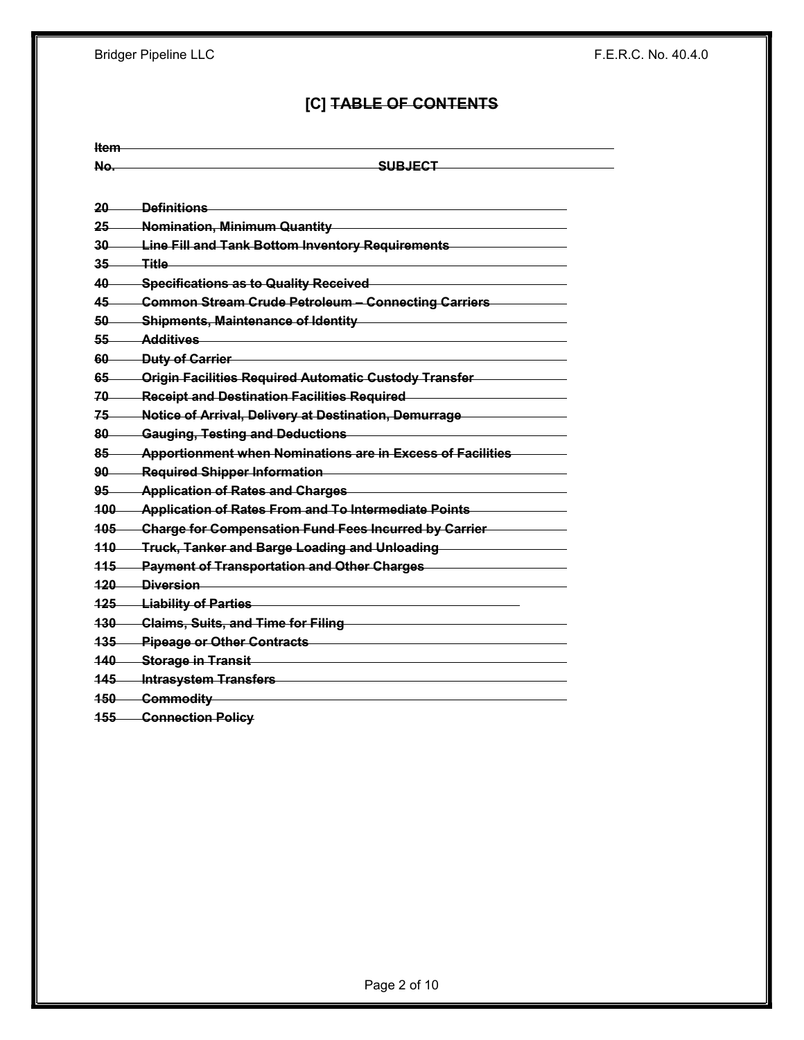# [C] ~~TABLE OF CONTENTS~~

| ~~Item No.~~ | ~~SUBJECT~~ |
|---|---|
| ~~20~~ | ~~Definitions~~ |
| ~~25~~ | ~~Nomination, Minimum Quantity~~ |
| ~~30~~ | ~~Line Fill and Tank Bottom Inventory Requirements~~ |
| ~~35~~ | ~~Title~~ |
| ~~40~~ | ~~Specifications as to Quality Received~~ |
| ~~45~~ | ~~Common Stream Crude Petroleum – Connecting Carriers~~ |
| ~~50~~ | ~~Shipments, Maintenance of Identity~~ |
| ~~55~~ | ~~Additives~~ |
| ~~60~~ | ~~Duty of Carrier~~ |
| ~~65~~ | ~~Origin Facilities Required Automatic Custody Transfer~~ |
| ~~70~~ | ~~Receipt and Destination Facilities Required~~ |
| ~~75~~ | ~~Notice of Arrival, Delivery at Destination, Demurrage~~ |
| ~~80~~ | ~~Gauging, Testing and Deductions~~ |
| ~~85~~ | ~~Apportionment when Nominations are in Excess of Facilities~~ |
| ~~90~~ | ~~Required Shipper Information~~ |
| ~~95~~ | ~~Application of Rates and Charges~~ |
| ~~100~~ | ~~Application of Rates From and To Intermediate Points~~ |
| ~~105~~ | ~~Charge for Compensation Fund Fees Incurred by Carrier~~ |
| ~~110~~ | ~~Truck, Tanker and Barge Loading and Unloading~~ |
| ~~115~~ | ~~Payment of Transportation and Other Charges~~ |
| ~~120~~ | ~~Diversion~~ |
| ~~125~~ | ~~Liability of Parties~~ |
| ~~130~~ | ~~Claims, Suits, and Time for Filing~~ |
| ~~135~~ | ~~Pipeage or Other Contracts~~ |
| ~~140~~ | ~~Storage in Transit~~ |
| ~~145~~ | ~~Intrasystem Transfers~~ |
| ~~150~~ | ~~Commodity~~ |
| ~~155~~ | ~~Connection Policy~~ |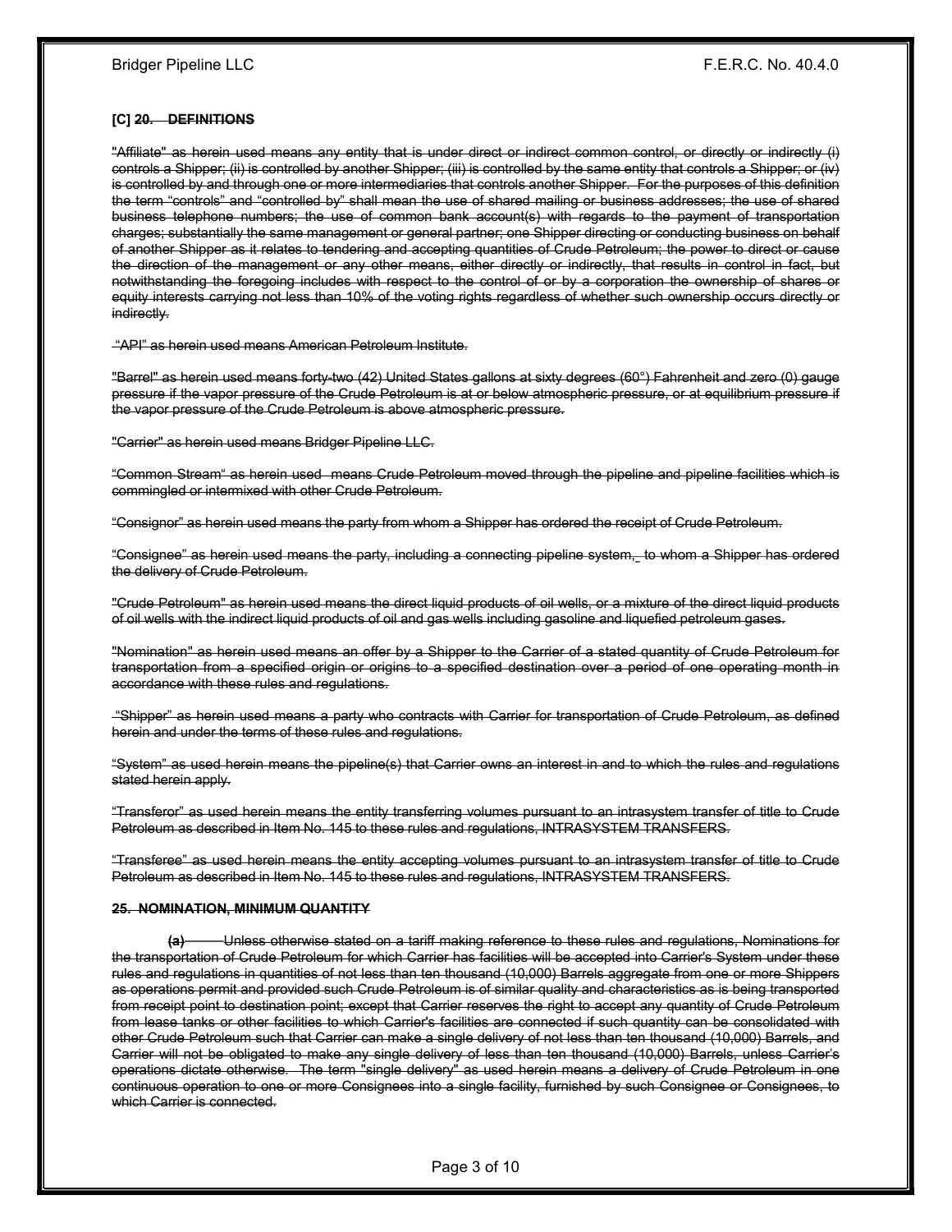**[C] ~~20. DEFINITIONS~~**

~~"Affiliate" as herein used means any entity that is under direct or indirect common control, or directly or indirectly (i) controls a Shipper; (ii) is controlled by another Shipper; (iii) is controlled by the same entity that controls a Shipper; or (iv) is controlled by and through one or more intermediaries that controls another Shipper. For the purposes of this definition the term "controls" and "controlled by" shall mean the use of shared mailing or business addresses; the use of shared business telephone numbers; the use of common bank account(s) with regards to the payment of transportation charges; substantially the same management or general partner; one Shipper directing or conducting business on behalf of another Shipper as it relates to tendering and accepting quantities of Crude Petroleum; the power to direct or cause the direction of the management or any other means, either directly or indirectly, that results in control in fact, but notwithstanding the foregoing includes with respect to the control of or by a corporation the ownership of shares or equity interests carrying not less than 10% of the voting rights regardless of whether such ownership occurs directly or indirectly.~~

~~"API" as herein used means American Petroleum Institute.~~

~~"Barrel" as herein used means forty-two (42) United States gallons at sixty degrees (60°) Fahrenheit and zero (0) gauge pressure if the vapor pressure of the Crude Petroleum is at or below atmospheric pressure, or at equilibrium pressure if the vapor pressure of the Crude Petroleum is above atmospheric pressure.~~

~~"Carrier" as herein used means Bridger Pipeline LLC.~~

~~"Common Stream" as herein used means Crude Petroleum moved through the pipeline and pipeline facilities which is commingled or intermixed with other Crude Petroleum.~~

~~"Consignor" as herein used means the party from whom a Shipper has ordered the receipt of Crude Petroleum.~~

~~"Consignee" as herein used means the party, including a connecting pipeline system, to whom a Shipper has ordered the delivery of Crude Petroleum.~~

~~"Crude Petroleum" as herein used means the direct liquid products of oil wells, or a mixture of the direct liquid products of oil wells with the indirect liquid products of oil and gas wells including gasoline and liquefied petroleum gases.~~

~~"Nomination" as herein used means an offer by a Shipper to the Carrier of a stated quantity of Crude Petroleum for transportation from a specified origin or origins to a specified destination over a period of one operating month in accordance with these rules and regulations.~~

~~"Shipper" as herein used means a party who contracts with Carrier for transportation of Crude Petroleum, as defined herein and under the terms of these rules and regulations.~~

~~"System" as used herein means the pipeline(s) that Carrier owns an interest in and to which the rules and regulations stated herein apply.~~

~~"Transferor" as used herein means the entity transferring volumes pursuant to an intrasystem transfer of title to Crude Petroleum as described in Item No. 145 to these rules and regulations, INTRASYSTEM TRANSFERS.~~

~~"Transferee" as used herein means the entity accepting volumes pursuant to an intrasystem transfer of title to Crude Petroleum as described in Item No. 145 to these rules and regulations, INTRASYSTEM TRANSFERS.~~

**~~25. NOMINATION, MINIMUM QUANTITY~~**

~~**(a)** Unless otherwise stated on a tariff making reference to these rules and regulations, Nominations for the transportation of Crude Petroleum for which Carrier has facilities will be accepted into Carrier's System under these rules and regulations in quantities of not less than ten thousand (10,000) Barrels aggregate from one or more Shippers as operations permit and provided such Crude Petroleum is of similar quality and characteristics as is being transported from receipt point to destination point; except that Carrier reserves the right to accept any quantity of Crude Petroleum from lease tanks or other facilities to which Carrier's facilities are connected if such quantity can be consolidated with other Crude Petroleum such that Carrier can make a single delivery of not less than ten thousand (10,000) Barrels, and Carrier will not be obligated to make any single delivery of less than ten thousand (10,000) Barrels, unless Carrier's operations dictate otherwise. The term "single delivery" as used herein means a delivery of Crude Petroleum in one continuous operation to one or more Consignees into a single facility, furnished by such Consignee or Consignees, to which Carrier is connected.~~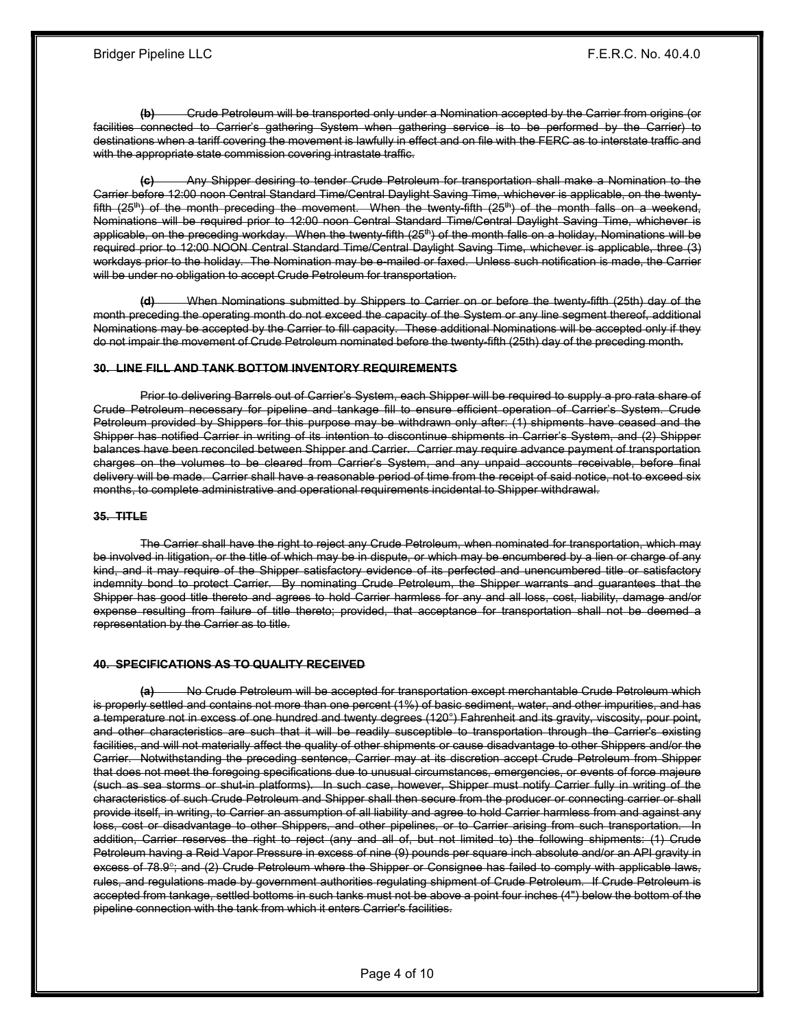~~**(b)** Crude Petroleum will be transported only under a Nomination accepted by the Carrier from origins (or facilities connected to Carrier's gathering System when gathering service is to be performed by the Carrier) to destinations when a tariff covering the movement is lawfully in effect and on file with the FERC as to interstate traffic and with the appropriate state commission covering intrastate traffic.~~

~~**(c)** Any Shipper desiring to tender Crude Petroleum for transportation shall make a Nomination to the Carrier before 12:00 noon Central Standard Time/Central Daylight Saving Time, whichever is applicable, on the twenty-fifth (25th) of the month preceding the movement. When the twenty-fifth (25th) of the month falls on a weekend, Nominations will be required prior to 12:00 noon Central Standard Time/Central Daylight Saving Time, whichever is applicable, on the preceding workday. When the twenty-fifth (25th) of the month falls on a holiday, Nominations will be required prior to 12:00 NOON Central Standard Time/Central Daylight Saving Time, whichever is applicable, three (3) workdays prior to the holiday. The Nomination may be e-mailed or faxed. Unless such notification is made, the Carrier will be under no obligation to accept Crude Petroleum for transportation.~~

~~**(d)** When Nominations submitted by Shippers to Carrier on or before the twenty-fifth (25th) day of the month preceding the operating month do not exceed the capacity of the System or any line segment thereof, additional Nominations may be accepted by the Carrier to fill capacity. These additional Nominations will be accepted only if they do not impair the movement of Crude Petroleum nominated before the twenty-fifth (25th) day of the preceding month.~~

**~~30. LINE FILL AND TANK BOTTOM INVENTORY REQUIREMENTS~~**

~~Prior to delivering Barrels out of Carrier's System, each Shipper will be required to supply a pro rata share of Crude Petroleum necessary for pipeline and tankage fill to ensure efficient operation of Carrier's System. Crude Petroleum provided by Shippers for this purpose may be withdrawn only after: (1) shipments have ceased and the Shipper has notified Carrier in writing of its intention to discontinue shipments in Carrier's System, and (2) Shipper balances have been reconciled between Shipper and Carrier. Carrier may require advance payment of transportation charges on the volumes to be cleared from Carrier's System, and any unpaid accounts receivable, before final delivery will be made. Carrier shall have a reasonable period of time from the receipt of said notice, not to exceed six months, to complete administrative and operational requirements incidental to Shipper withdrawal.~~

**~~35. TITLE~~**

~~The Carrier shall have the right to reject any Crude Petroleum, when nominated for transportation, which may be involved in litigation, or the title of which may be in dispute, or which may be encumbered by a lien or charge of any kind, and it may require of the Shipper satisfactory evidence of its perfected and unencumbered title or satisfactory indemnity bond to protect Carrier. By nominating Crude Petroleum, the Shipper warrants and guarantees that the Shipper has good title thereto and agrees to hold Carrier harmless for any and all loss, cost, liability, damage and/or expense resulting from failure of title thereto; provided, that acceptance for transportation shall not be deemed a representation by the Carrier as to title.~~

**~~40. SPECIFICATIONS AS TO QUALITY RECEIVED~~**

~~**(a)** No Crude Petroleum will be accepted for transportation except merchantable Crude Petroleum which is properly settled and contains not more than one percent (1%) of basic sediment, water, and other impurities, and has a temperature not in excess of one hundred and twenty degrees (120°) Fahrenheit and its gravity, viscosity, pour point, and other characteristics are such that it will be readily susceptible to transportation through the Carrier's existing facilities, and will not materially affect the quality of other shipments or cause disadvantage to other Shippers and/or the Carrier. Notwithstanding the preceding sentence, Carrier may at its discretion accept Crude Petroleum from Shipper that does not meet the foregoing specifications due to unusual circumstances, emergencies, or events of force majeure (such as sea storms or shut-in platforms). In such case, however, Shipper must notify Carrier fully in writing of the characteristics of such Crude Petroleum and Shipper shall then secure from the producer or connecting carrier or shall provide itself, in writing, to Carrier an assumption of all liability and agree to hold Carrier harmless from and against any loss, cost or disadvantage to other Shippers, and other pipelines, or to Carrier arising from such transportation. In addition, Carrier reserves the right to reject (any and all of, but not limited to) the following shipments: (1) Crude Petroleum having a Reid Vapor Pressure in excess of nine (9) pounds per square inch absolute and/or an API gravity in excess of 78.9°; and (2) Crude Petroleum where the Shipper or Consignee has failed to comply with applicable laws, rules, and regulations made by government authorities regulating shipment of Crude Petroleum. If Crude Petroleum is accepted from tankage, settled bottoms in such tanks must not be above a point four inches (4") below the bottom of the pipeline connection with the tank from which it enters Carrier's facilities.~~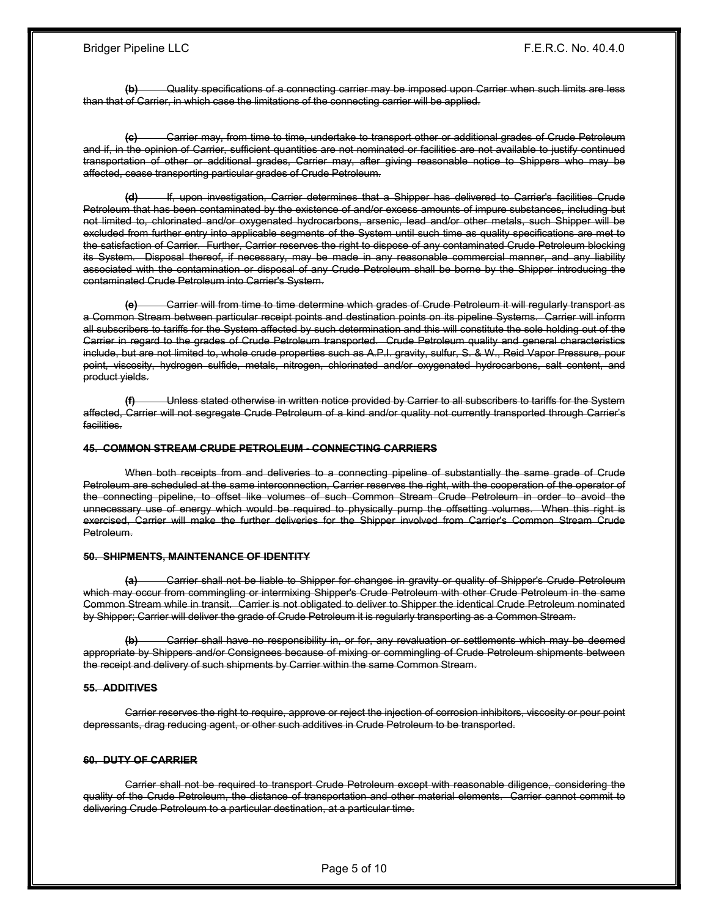~~**(b)** Quality specifications of a connecting carrier may be imposed upon Carrier when such limits are less than that of Carrier, in which case the limitations of the connecting carrier will be applied.~~

~~**(c)** Carrier may, from time to time, undertake to transport other or additional grades of Crude Petroleum and if, in the opinion of Carrier, sufficient quantities are not nominated or facilities are not available to justify continued transportation of other or additional grades, Carrier may, after giving reasonable notice to Shippers who may be affected, cease transporting particular grades of Crude Petroleum.~~

~~**(d)** If, upon investigation, Carrier determines that a Shipper has delivered to Carrier's facilities Crude Petroleum that has been contaminated by the existence of and/or excess amounts of impure substances, including but not limited to, chlorinated and/or oxygenated hydrocarbons, arsenic, lead and/or other metals, such Shipper will be excluded from further entry into applicable segments of the System until such time as quality specifications are met to the satisfaction of Carrier. Further, Carrier reserves the right to dispose of any contaminated Crude Petroleum blocking its System. Disposal thereof, if necessary, may be made in any reasonable commercial manner, and any liability associated with the contamination or disposal of any Crude Petroleum shall be borne by the Shipper introducing the contaminated Crude Petroleum into Carrier's System.~~

~~**(e)** Carrier will from time to time determine which grades of Crude Petroleum it will regularly transport as a Common Stream between particular receipt points and destination points on its pipeline Systems. Carrier will inform all subscribers to tariffs for the System affected by such determination and this will constitute the sole holding out of the Carrier in regard to the grades of Crude Petroleum transported. Crude Petroleum quality and general characteristics include, but are not limited to, whole crude properties such as A.P.I. gravity, sulfur, S. & W., Reid Vapor Pressure, pour point, viscosity, hydrogen sulfide, metals, nitrogen, chlorinated and/or oxygenated hydrocarbons, salt content, and product yields.~~

~~**(f)** Unless stated otherwise in written notice provided by Carrier to all subscribers to tariffs for the System affected, Carrier will not segregate Crude Petroleum of a kind and/or quality not currently transported through Carrier's facilities.~~

~~**45. COMMON STREAM CRUDE PETROLEUM - CONNECTING CARRIERS**~~

~~When both receipts from and deliveries to a connecting pipeline of substantially the same grade of Crude Petroleum are scheduled at the same interconnection, Carrier reserves the right, with the cooperation of the operator of the connecting pipeline, to offset like volumes of such Common Stream Crude Petroleum in order to avoid the unnecessary use of energy which would be required to physically pump the offsetting volumes. When this right is exercised, Carrier will make the further deliveries for the Shipper involved from Carrier's Common Stream Crude Petroleum.~~

~~**50. SHIPMENTS, MAINTENANCE OF IDENTITY**~~

~~**(a)** Carrier shall not be liable to Shipper for changes in gravity or quality of Shipper's Crude Petroleum which may occur from commingling or intermixing Shipper's Crude Petroleum with other Crude Petroleum in the same Common Stream while in transit. Carrier is not obligated to deliver to Shipper the identical Crude Petroleum nominated by Shipper; Carrier will deliver the grade of Crude Petroleum it is regularly transporting as a Common Stream.~~

~~**(b)** Carrier shall have no responsibility in, or for, any revaluation or settlements which may be deemed appropriate by Shippers and/or Consignees because of mixing or commingling of Crude Petroleum shipments between the receipt and delivery of such shipments by Carrier within the same Common Stream.~~

~~**55. ADDITIVES**~~

~~Carrier reserves the right to require, approve or reject the injection of corrosion inhibitors, viscosity or pour point depressants, drag reducing agent, or other such additives in Crude Petroleum to be transported.~~

~~**60. DUTY OF CARRIER**~~

~~Carrier shall not be required to transport Crude Petroleum except with reasonable diligence, considering the quality of the Crude Petroleum, the distance of transportation and other material elements. Carrier cannot commit to delivering Crude Petroleum to a particular destination, at a particular time.~~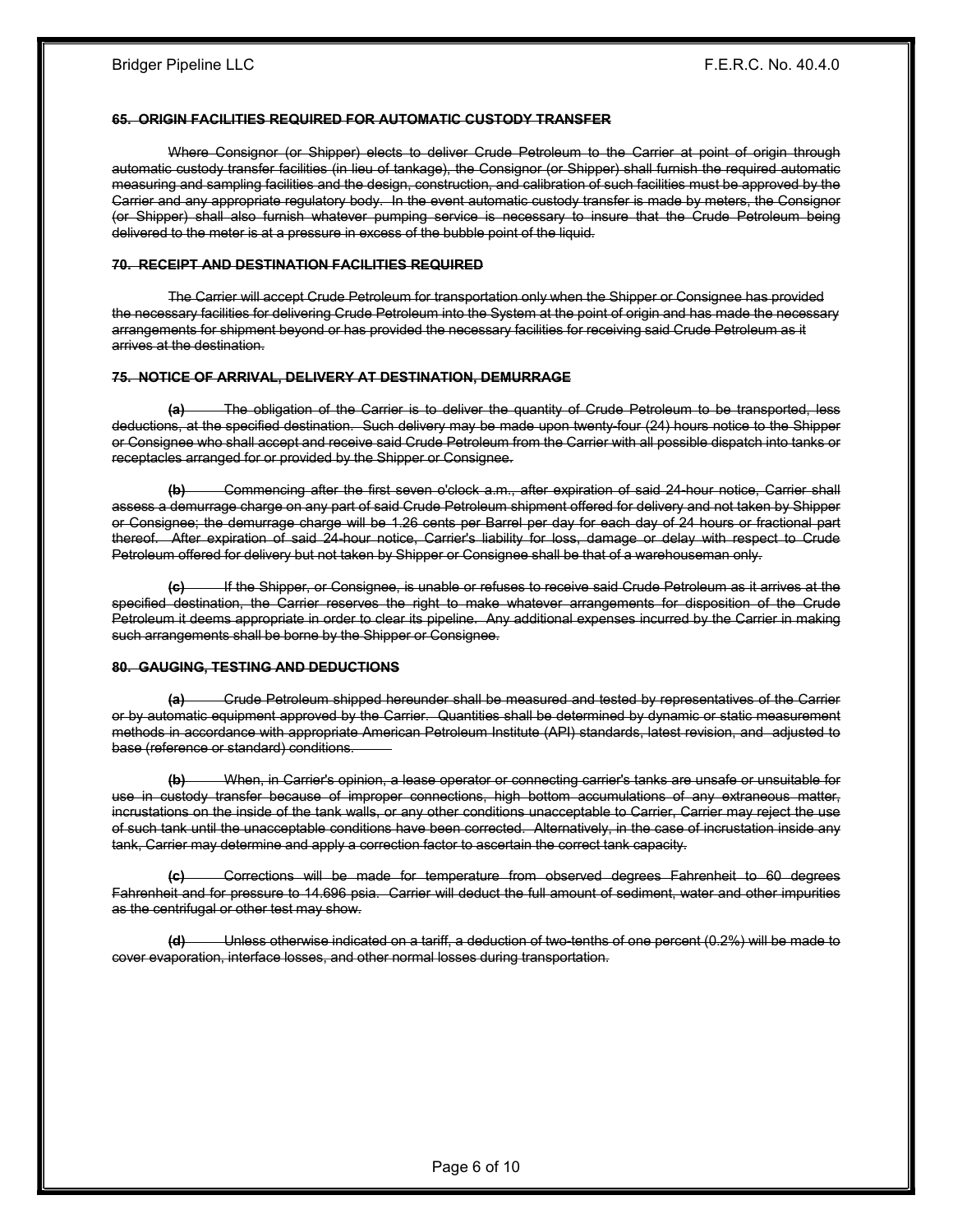~~**65. ORIGIN FACILITIES REQUIRED FOR AUTOMATIC CUSTODY TRANSFER**~~

~~Where Consignor (or Shipper) elects to deliver Crude Petroleum to the Carrier at point of origin through automatic custody transfer facilities (in lieu of tankage), the Consignor (or Shipper) shall furnish the required automatic measuring and sampling facilities and the design, construction, and calibration of such facilities must be approved by the Carrier and any appropriate regulatory body. In the event automatic custody transfer is made by meters, the Consignor (or Shipper) shall also furnish whatever pumping service is necessary to insure that the Crude Petroleum being delivered to the meter is at a pressure in excess of the bubble point of the liquid.~~

~~**70. RECEIPT AND DESTINATION FACILITIES REQUIRED**~~

~~The Carrier will accept Crude Petroleum for transportation only when the Shipper or Consignee has provided the necessary facilities for delivering Crude Petroleum into the System at the point of origin and has made the necessary arrangements for shipment beyond or has provided the necessary facilities for receiving said Crude Petroleum as it arrives at the destination.~~

~~**75. NOTICE OF ARRIVAL, DELIVERY AT DESTINATION, DEMURRAGE**~~

~~**(a)** The obligation of the Carrier is to deliver the quantity of Crude Petroleum to be transported, less deductions, at the specified destination. Such delivery may be made upon twenty-four (24) hours notice to the Shipper or Consignee who shall accept and receive said Crude Petroleum from the Carrier with all possible dispatch into tanks or receptacles arranged for or provided by the Shipper or Consignee.~~

~~**(b)** Commencing after the first seven o'clock a.m., after expiration of said 24-hour notice, Carrier shall assess a demurrage charge on any part of said Crude Petroleum shipment offered for delivery and not taken by Shipper or Consignee; the demurrage charge will be 1.26 cents per Barrel per day for each day of 24 hours or fractional part thereof. After expiration of said 24-hour notice, Carrier's liability for loss, damage or delay with respect to Crude Petroleum offered for delivery but not taken by Shipper or Consignee shall be that of a warehouseman only.~~

~~**(c)** If the Shipper, or Consignee, is unable or refuses to receive said Crude Petroleum as it arrives at the specified destination, the Carrier reserves the right to make whatever arrangements for disposition of the Crude Petroleum it deems appropriate in order to clear its pipeline. Any additional expenses incurred by the Carrier in making such arrangements shall be borne by the Shipper or Consignee.~~

~~**80. GAUGING, TESTING AND DEDUCTIONS**~~

~~**(a)** Crude Petroleum shipped hereunder shall be measured and tested by representatives of the Carrier or by automatic equipment approved by the Carrier. Quantities shall be determined by dynamic or static measurement methods in accordance with appropriate American Petroleum Institute (API) standards, latest revision, and adjusted to base (reference or standard) conditions.~~

~~**(b)** When, in Carrier's opinion, a lease operator or connecting carrier's tanks are unsafe or unsuitable for use in custody transfer because of improper connections, high bottom accumulations of any extraneous matter, incrustations on the inside of the tank walls, or any other conditions unacceptable to Carrier, Carrier may reject the use of such tank until the unacceptable conditions have been corrected. Alternatively, in the case of incrustation inside any tank, Carrier may determine and apply a correction factor to ascertain the correct tank capacity.~~

~~**(c)** Corrections will be made for temperature from observed degrees Fahrenheit to 60 degrees Fahrenheit and for pressure to 14.696 psia. Carrier will deduct the full amount of sediment, water and other impurities as the centrifugal or other test may show.~~

~~**(d)** Unless otherwise indicated on a tariff, a deduction of two-tenths of one percent (0.2%) will be made to cover evaporation, interface losses, and other normal losses during transportation.~~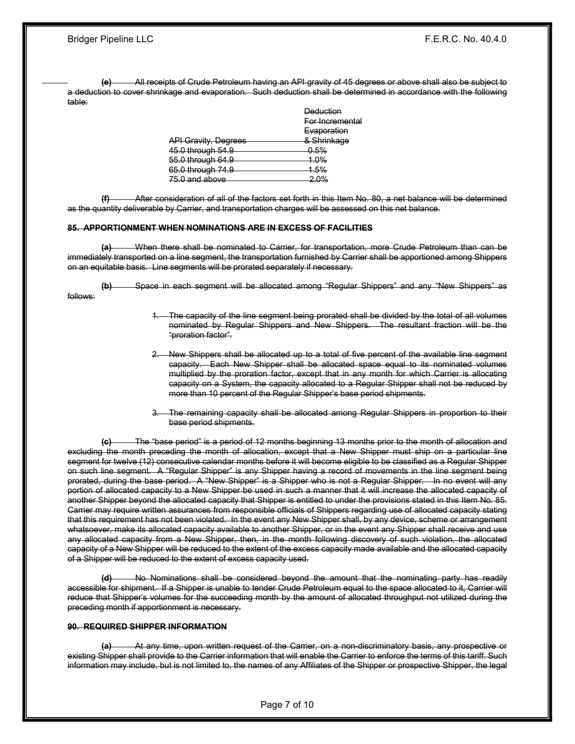~~**(e)** All receipts of Crude Petroleum having an API gravity of 45 degrees or above shall also be subject to a deduction to cover shrinkage and evaporation. Such deduction shall be determined in accordance with the following table:~~

| ~~API Gravity, Degrees~~ | ~~Deduction For Incremental Evaporation & Shrinkage~~ |
|---|---|
| ~~45.0 through 54.9~~ | ~~0.5%~~ |
| ~~55.0 through 64.9~~ | ~~1.0%~~ |
| ~~65.0 through 74.9~~ | ~~1.5%~~ |
| ~~75.0 and above~~ | ~~2.0%~~ |

~~**(f)** After consideration of all of the factors set forth in this Item No. 80, a net balance will be determined as the quantity deliverable by Carrier, and transportation charges will be assessed on this net balance.~~

**~~85. APPORTIONMENT WHEN NOMINATIONS ARE IN EXCESS OF FACILITIES~~**

~~**(a)** When there shall be nominated to Carrier, for transportation, more Crude Petroleum than can be immediately transported on a line segment, the transportation furnished by Carrier shall be apportioned among Shippers on an equitable basis. Line segments will be prorated separately if necessary.~~

~~**(b)** Space in each segment will be allocated among "Regular Shippers" and any "New Shippers" as follows:~~

1. ~~The capacity of the line segment being prorated shall be divided by the total of all volumes nominated by Regular Shippers and New Shippers. The resultant fraction will be the "proration factor".~~

2. ~~New Shippers shall be allocated up to a total of five percent of the available line segment capacity. Each New Shipper shall be allocated space equal to its nominated volumes multiplied by the proration factor, except that in any month for which Carrier is allocating capacity on a System, the capacity allocated to a Regular Shipper shall not be reduced by more than 10 percent of the Regular Shipper's base period shipments.~~

3. ~~The remaining capacity shall be allocated among Regular Shippers in proportion to their base period shipments.~~

~~**(c)** The "base period" is a period of 12 months beginning 13 months prior to the month of allocation and excluding the month preceding the month of allocation, except that a New Shipper must ship on a particular line segment for twelve (12) consecutive calendar months before it will become eligible to be classified as a Regular Shipper on such line segment. A "Regular Shipper" is any Shipper having a record of movements in the line segment being prorated, during the base period. A "New Shipper" is a Shipper who is not a Regular Shipper. In no event will any portion of allocated capacity to a New Shipper be used in such a manner that it will increase the allocated capacity of another Shipper beyond the allocated capacity that Shipper is entitled to under the provisions stated in this Item No. 85. Carrier may require written assurances from responsible officials of Shippers regarding use of allocated capacity stating that this requirement has not been violated. In the event any New Shipper shall, by any device, scheme or arrangement whatsoever, make its allocated capacity available to another Shipper, or in the event any Shipper shall receive and use any allocated capacity from a New Shipper, then, in the month following discovery of such violation, the allocated capacity of a New Shipper will be reduced to the extent of the excess capacity made available and the allocated capacity of a Shipper will be reduced to the extent of excess capacity used.~~

~~**(d)** No Nominations shall be considered beyond the amount that the nominating party has readily accessible for shipment. If a Shipper is unable to tender Crude Petroleum equal to the space allocated to it, Carrier will reduce that Shipper's volumes for the succeeding month by the amount of allocated throughput not utilized during the preceding month if apportionment is necessary.~~

**~~90. REQUIRED SHIPPER INFORMATION~~**

~~**(a)** At any time, upon written request of the Carrier, on a non-discriminatory basis, any prospective or existing Shipper shall provide to the Carrier information that will enable the Carrier to enforce the terms of this tariff. Such information may include, but is not limited to, the names of any Affiliates of the Shipper or prospective Shipper, the legal~~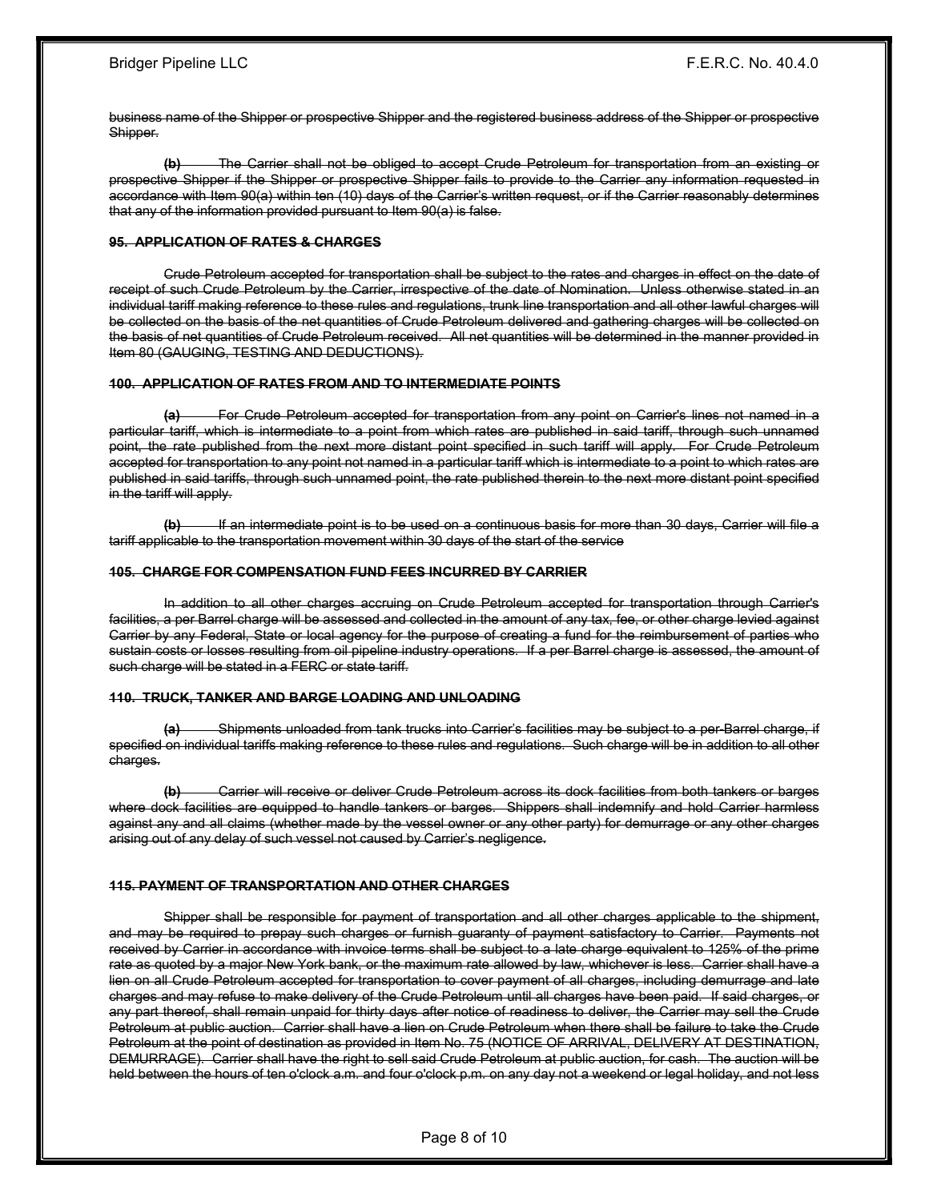business name of the Shipper or prospective Shipper and the registered business address of the Shipper or prospective Shipper.

**(b)** The Carrier shall not be obliged to accept Crude Petroleum for transportation from an existing or prospective Shipper if the Shipper or prospective Shipper fails to provide to the Carrier any information requested in accordance with Item 90(a) within ten (10) days of the Carrier's written request, or if the Carrier reasonably determines that any of the information provided pursuant to Item 90(a) is false.

**95. APPLICATION OF RATES & CHARGES**

Crude Petroleum accepted for transportation shall be subject to the rates and charges in effect on the date of receipt of such Crude Petroleum by the Carrier, irrespective of the date of Nomination. Unless otherwise stated in an individual tariff making reference to these rules and regulations, trunk line transportation and all other lawful charges will be collected on the basis of the net quantities of Crude Petroleum delivered and gathering charges will be collected on the basis of net quantities of Crude Petroleum received. All net quantities will be determined in the manner provided in Item 80 (GAUGING, TESTING AND DEDUCTIONS).

**100. APPLICATION OF RATES FROM AND TO INTERMEDIATE POINTS**

**(a)** For Crude Petroleum accepted for transportation from any point on Carrier's lines not named in a particular tariff, which is intermediate to a point from which rates are published in said tariff, through such unnamed point, the rate published from the next more distant point specified in such tariff will apply. For Crude Petroleum accepted for transportation to any point not named in a particular tariff which is intermediate to a point to which rates are published in said tariffs, through such unnamed point, the rate published therein to the next more distant point specified in the tariff will apply.

**(b)** If an intermediate point is to be used on a continuous basis for more than 30 days, Carrier will file a tariff applicable to the transportation movement within 30 days of the start of the service

**105. CHARGE FOR COMPENSATION FUND FEES INCURRED BY CARRIER**

In addition to all other charges accruing on Crude Petroleum accepted for transportation through Carrier's facilities, a per Barrel charge will be assessed and collected in the amount of any tax, fee, or other charge levied against Carrier by any Federal, State or local agency for the purpose of creating a fund for the reimbursement of parties who sustain costs or losses resulting from oil pipeline industry operations. If a per Barrel charge is assessed, the amount of such charge will be stated in a FERC or state tariff.

**110. TRUCK, TANKER AND BARGE LOADING AND UNLOADING**

**(a)** Shipments unloaded from tank trucks into Carrier's facilities may be subject to a per-Barrel charge, if specified on individual tariffs making reference to these rules and regulations. Such charge will be in addition to all other charges.

**(b)** Carrier will receive or deliver Crude Petroleum across its dock facilities from both tankers or barges where dock facilities are equipped to handle tankers or barges. Shippers shall indemnify and hold Carrier harmless against any and all claims (whether made by the vessel owner or any other party) for demurrage or any other charges arising out of any delay of such vessel not caused by Carrier's negligence.

**115. PAYMENT OF TRANSPORTATION AND OTHER CHARGES**

Shipper shall be responsible for payment of transportation and all other charges applicable to the shipment, and may be required to prepay such charges or furnish guaranty of payment satisfactory to Carrier. Payments not received by Carrier in accordance with invoice terms shall be subject to a late charge equivalent to 125% of the prime rate as quoted by a major New York bank, or the maximum rate allowed by law, whichever is less. Carrier shall have a lien on all Crude Petroleum accepted for transportation to cover payment of all charges, including demurrage and late charges and may refuse to make delivery of the Crude Petroleum until all charges have been paid. If said charges, or any part thereof, shall remain unpaid for thirty days after notice of readiness to deliver, the Carrier may sell the Crude Petroleum at public auction. Carrier shall have a lien on Crude Petroleum when there shall be failure to take the Crude Petroleum at the point of destination as provided in Item No. 75 (NOTICE OF ARRIVAL, DELIVERY AT DESTINATION, DEMURRAGE). Carrier shall have the right to sell said Crude Petroleum at public auction, for cash. The auction will be held between the hours of ten o'clock a.m. and four o'clock p.m. on any day not a weekend or legal holiday, and not less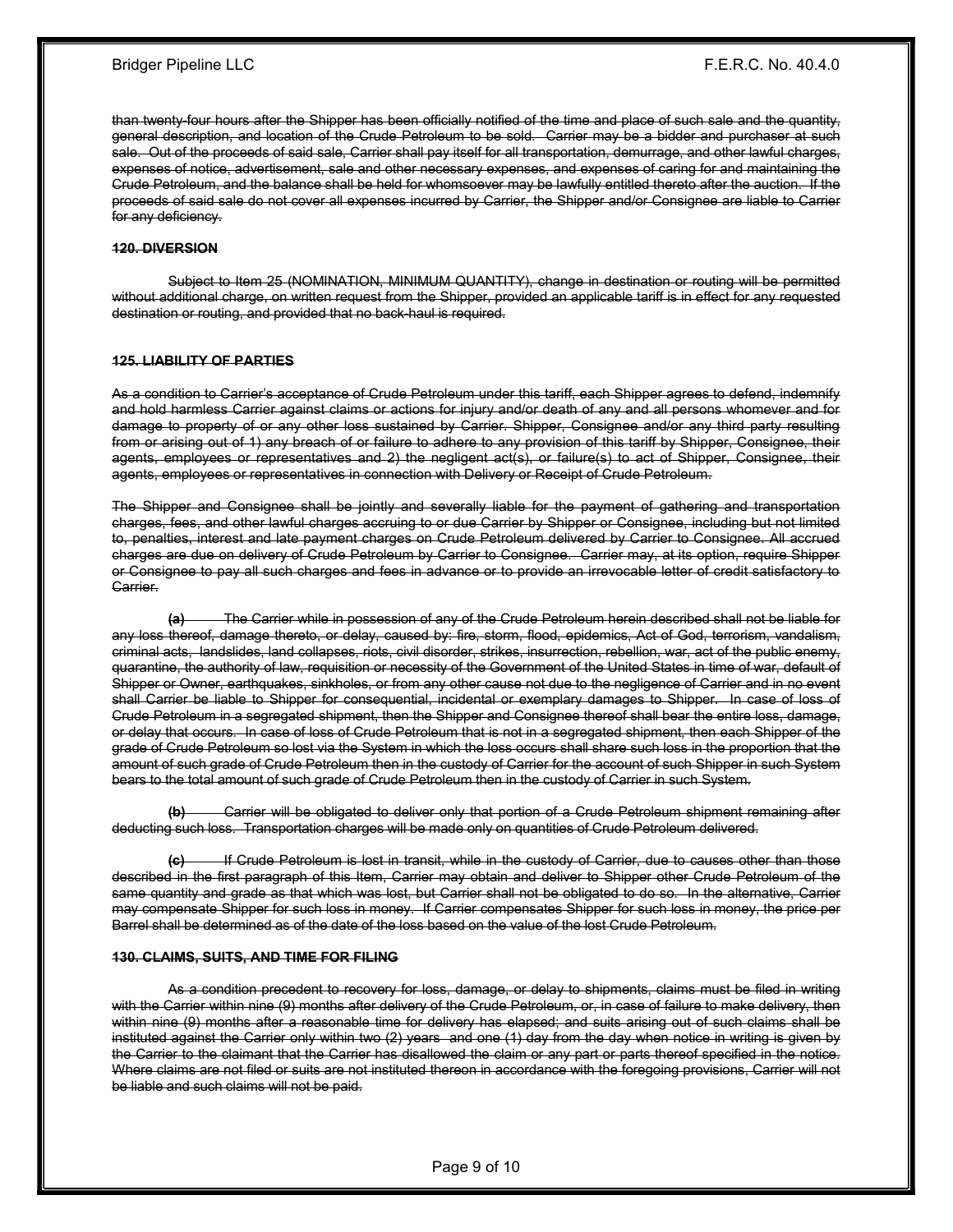~~than twenty-four hours after the Shipper has been officially notified of the time and place of such sale and the quantity, general description, and location of the Crude Petroleum to be sold. Carrier may be a bidder and purchaser at such sale. Out of the proceeds of said sale, Carrier shall pay itself for all transportation, demurrage, and other lawful charges, expenses of notice, advertisement, sale and other necessary expenses, and expenses of caring for and maintaining the Crude Petroleum, and the balance shall be held for whomsoever may be lawfully entitled thereto after the auction. If the proceeds of said sale do not cover all expenses incurred by Carrier, the Shipper and/or Consignee are liable to Carrier for any deficiency.~~

**~~120. DIVERSION~~**

~~Subject to Item 25 (NOMINATION, MINIMUM QUANTITY), change in destination or routing will be permitted without additional charge, on written request from the Shipper, provided an applicable tariff is in effect for any requested destination or routing, and provided that no back-haul is required.~~

**~~125. LIABILITY OF PARTIES~~**

~~As a condition to Carrier's acceptance of Crude Petroleum under this tariff, each Shipper agrees to defend, indemnify and hold harmless Carrier against claims or actions for injury and/or death of any and all persons whomever and for damage to property of or any other loss sustained by Carrier. Shipper, Consignee and/or any third party resulting from or arising out of 1) any breach of or failure to adhere to any provision of this tariff by Shipper, Consignee, their agents, employees or representatives and 2) the negligent act(s), or failure(s) to act of Shipper, Consignee, their agents, employees or representatives in connection with Delivery or Receipt of Crude Petroleum.~~

~~The Shipper and Consignee shall be jointly and severally liable for the payment of gathering and transportation charges, fees, and other lawful charges accruing to or due Carrier by Shipper or Consignee, including but not limited to, penalties, interest and late payment charges on Crude Petroleum delivered by Carrier to Consignee. All accrued charges are due on delivery of Crude Petroleum by Carrier to Consignee. Carrier may, at its option, require Shipper or Consignee to pay all such charges and fees in advance or to provide an irrevocable letter of credit satisfactory to Carrier.~~

~~**(a)** The Carrier while in possession of any of the Crude Petroleum herein described shall not be liable for any loss thereof, damage thereto, or delay, caused by: fire, storm, flood, epidemics, Act of God, terrorism, vandalism, criminal acts, landslides, land collapses, riots, civil disorder, strikes, insurrection, rebellion, war, act of the public enemy, quarantine, the authority of law, requisition or necessity of the Government of the United States in time of war, default of Shipper or Owner, earthquakes, sinkholes, or from any other cause not due to the negligence of Carrier and in no event shall Carrier be liable to Shipper for consequential, incidental or exemplary damages to Shipper. In case of loss of Crude Petroleum in a segregated shipment, then the Shipper and Consignee thereof shall bear the entire loss, damage, or delay that occurs. In case of loss of Crude Petroleum that is not in a segregated shipment, then each Shipper of the grade of Crude Petroleum so lost via the System in which the loss occurs shall share such loss in the proportion that the amount of such grade of Crude Petroleum then in the custody of Carrier for the account of such Shipper in such System bears to the total amount of such grade of Crude Petroleum then in the custody of Carrier in such System.~~

~~**(b)** Carrier will be obligated to deliver only that portion of a Crude Petroleum shipment remaining after deducting such loss. Transportation charges will be made only on quantities of Crude Petroleum delivered.~~

~~**(c)** If Crude Petroleum is lost in transit, while in the custody of Carrier, due to causes other than those described in the first paragraph of this Item, Carrier may obtain and deliver to Shipper other Crude Petroleum of the same quantity and grade as that which was lost, but Carrier shall not be obligated to do so. In the alternative, Carrier may compensate Shipper for such loss in money. If Carrier compensates Shipper for such loss in money, the price per Barrel shall be determined as of the date of the loss based on the value of the lost Crude Petroleum.~~

**~~130. CLAIMS, SUITS, AND TIME FOR FILING~~**

~~As a condition precedent to recovery for loss, damage, or delay to shipments, claims must be filed in writing with the Carrier within nine (9) months after delivery of the Crude Petroleum, or, in case of failure to make delivery, then within nine (9) months after a reasonable time for delivery has elapsed; and suits arising out of such claims shall be instituted against the Carrier only within two (2) years and one (1) day from the day when notice in writing is given by the Carrier to the claimant that the Carrier has disallowed the claim or any part or parts thereof specified in the notice. Where claims are not filed or suits are not instituted thereon in accordance with the foregoing provisions, Carrier will not be liable and such claims will not be paid.~~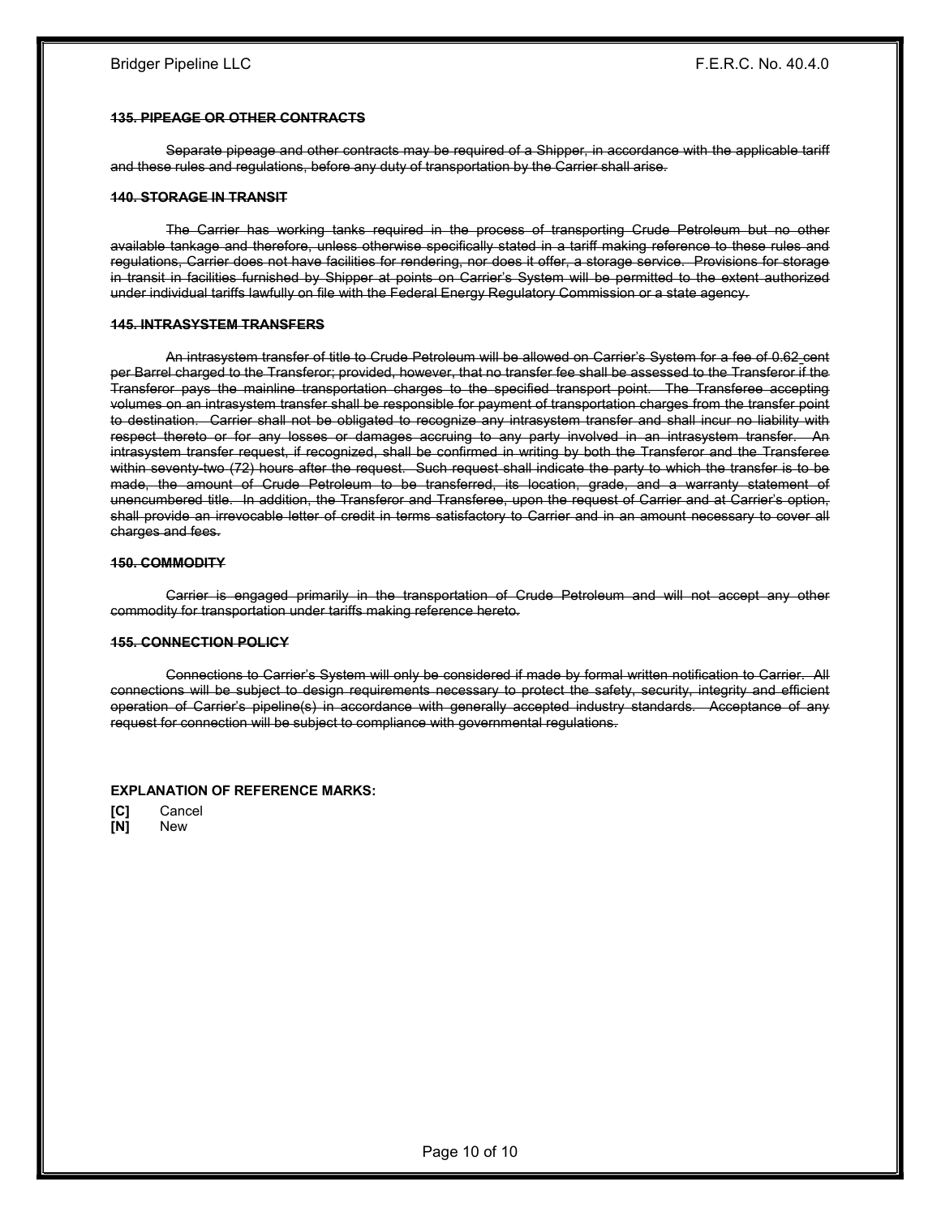~~**135. PIPEAGE OR OTHER CONTRACTS**~~

~~Separate pipeage and other contracts may be required of a Shipper, in accordance with the applicable tariff and these rules and regulations, before any duty of transportation by the Carrier shall arise.~~

~~**140. STORAGE IN TRANSIT**~~

~~The Carrier has working tanks required in the process of transporting Crude Petroleum but no other available tankage and therefore, unless otherwise specifically stated in a tariff making reference to these rules and regulations, Carrier does not have facilities for rendering, nor does it offer, a storage service. Provisions for storage in transit in facilities furnished by Shipper at points on Carrier's System will be permitted to the extent authorized under individual tariffs lawfully on file with the Federal Energy Regulatory Commission or a state agency.~~

~~**145. INTRASYSTEM TRANSFERS**~~

~~An intrasystem transfer of title to Crude Petroleum will be allowed on Carrier's System for a fee of 0.62 cent per Barrel charged to the Transferor; provided, however, that no transfer fee shall be assessed to the Transferor if the Transferor pays the mainline transportation charges to the specified transport point. The Transferee accepting volumes on an intrasystem transfer shall be responsible for payment of transportation charges from the transfer point to destination. Carrier shall not be obligated to recognize any intrasystem transfer and shall incur no liability with respect thereto or for any losses or damages accruing to any party involved in an intrasystem transfer. An intrasystem transfer request, if recognized, shall be confirmed in writing by both the Transferor and the Transferee within seventy-two (72) hours after the request. Such request shall indicate the party to which the transfer is to be made, the amount of Crude Petroleum to be transferred, its location, grade, and a warranty statement of unencumbered title. In addition, the Transferor and Transferee, upon the request of Carrier and at Carrier's option, shall provide an irrevocable letter of credit in terms satisfactory to Carrier and in an amount necessary to cover all charges and fees.~~

~~**150. COMMODITY**~~

~~Carrier is engaged primarily in the transportation of Crude Petroleum and will not accept any other commodity for transportation under tariffs making reference hereto.~~

~~**155. CONNECTION POLICY**~~

~~Connections to Carrier's System will only be considered if made by formal written notification to Carrier. All connections will be subject to design requirements necessary to protect the safety, security, integrity and efficient operation of Carrier's pipeline(s) in accordance with generally accepted industry standards. Acceptance of any request for connection will be subject to compliance with governmental regulations.~~

**EXPLANATION OF REFERENCE MARKS:**

**[C]** Cancel
**[N]** New